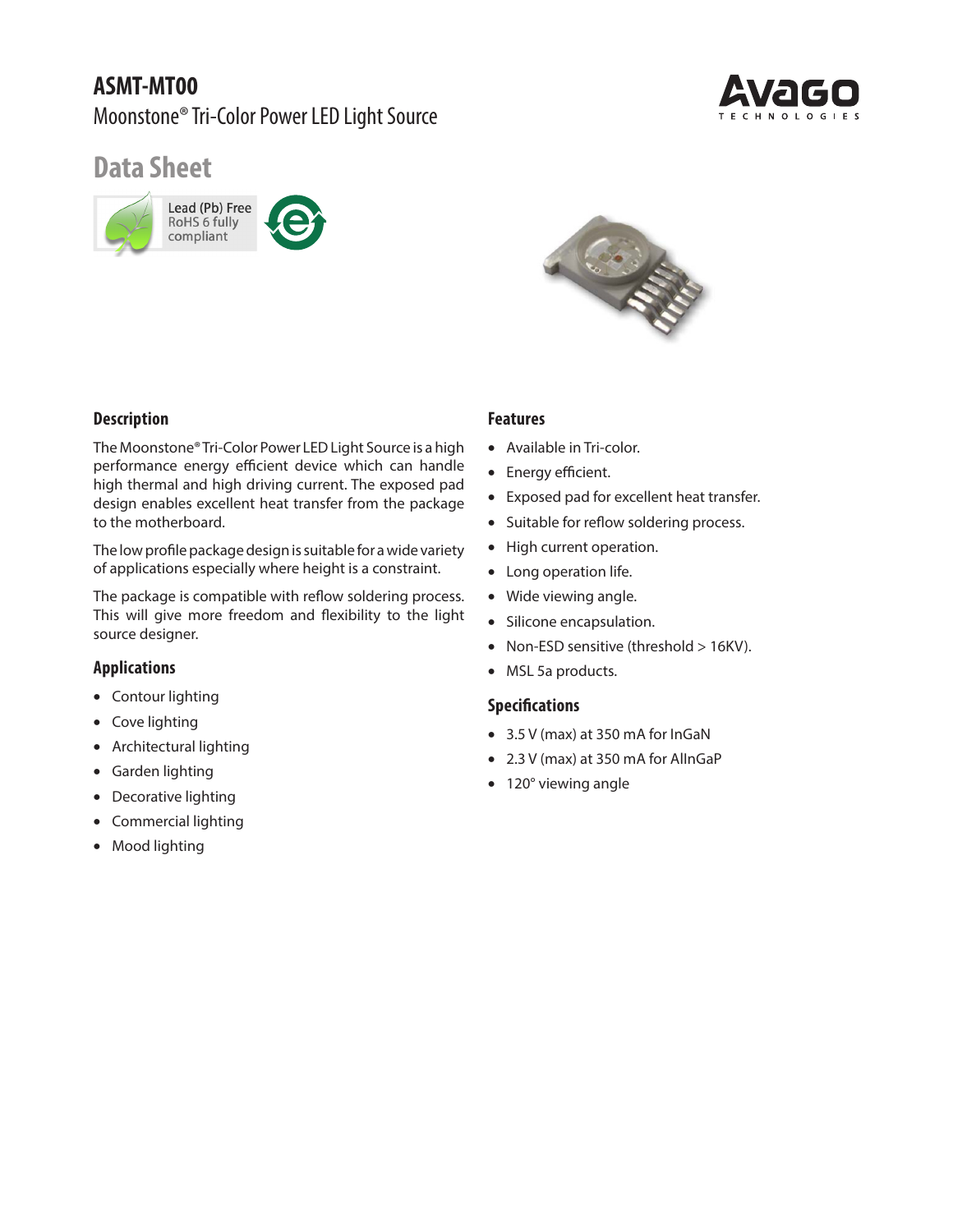# ASMT-MT00

Moonstone® Tri-Color Power LED Light Source

## Data Sheet

Lead (Pb) Free
RoHS 6 fully compliant

## Description

The Moonstone® Tri-Color Power LED Light Source is a high performance energy efficient device which can handle high thermal and high driving current. The exposed pad design enables excellent heat transfer from the package to the motherboard.

The low profile package design is suitable for a wide variety of applications especially where height is a constraint.

The package is compatible with reflow soldering process. This will give more freedom and flexibility to the light source designer.

## Applications

- Contour lighting
- Cove lighting
- Architectural lighting
- Garden lighting
- Decorative lighting
- Commercial lighting
- Mood lighting

## Features

- Available in Tri-color.
- Energy efficient.
- Exposed pad for excellent heat transfer.
- Suitable for reflow soldering process.
- High current operation.
- Long operation life.
- Wide viewing angle.
- Silicone encapsulation.
- Non-ESD sensitive (threshold > 16KV).
- MSL 5a products.

## Specifications

- 3.5 V (max) at 350 mA for InGaN
- 2.3 V (max) at 350 mA for AlInGaP
- 120° viewing angle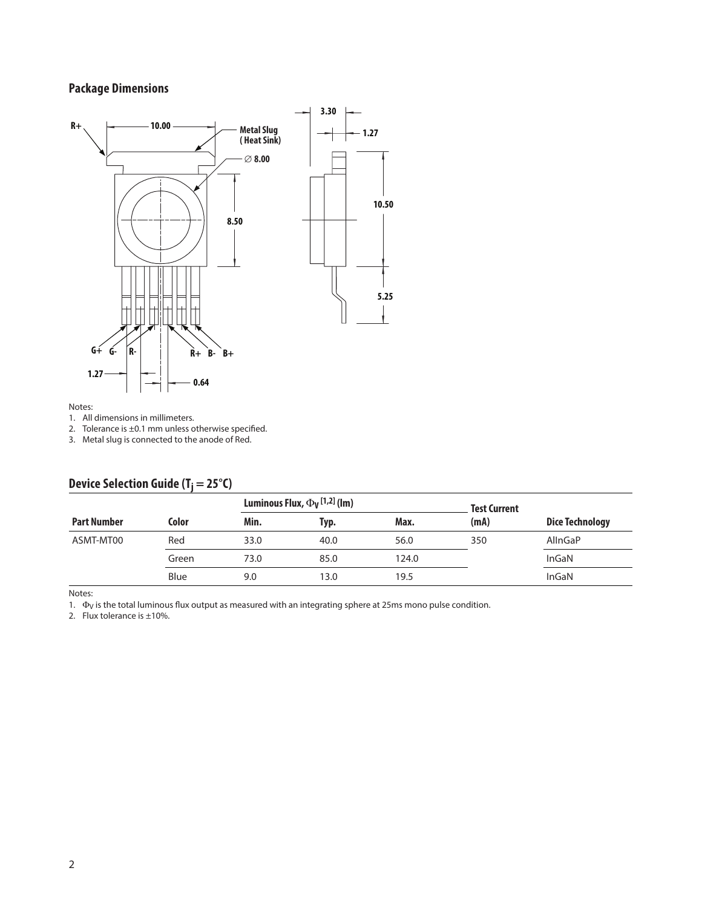## Package Dimensions

Notes:

1. All dimensions in millimeters.
2. Tolerance is ±0.1 mm unless otherwise specified.
3. Metal slug is connected to the anode of Red.

## Device Selection Guide ($T_j = 25°C$)

| Part Number | Color | Luminous Flux, $\Phi_V$ [1,2] (lm) | | | Test Current (mA) | Dice Technology |
|---|---|---|---|---|---|---|
| | | Min. | Typ. | Max. | | |
| ASMT-MT00 | Red | 33.0 | 40.0 | 56.0 | 350 | AlInGaP |
| | Green | 73.0 | 85.0 | 124.0 | | InGaN |
| | Blue | 9.0 | 13.0 | 19.5 | | InGaN |

Notes:

1. $\Phi_V$ is the total luminous flux output as measured with an integrating sphere at 25ms mono pulse condition.
2. Flux tolerance is ±10%.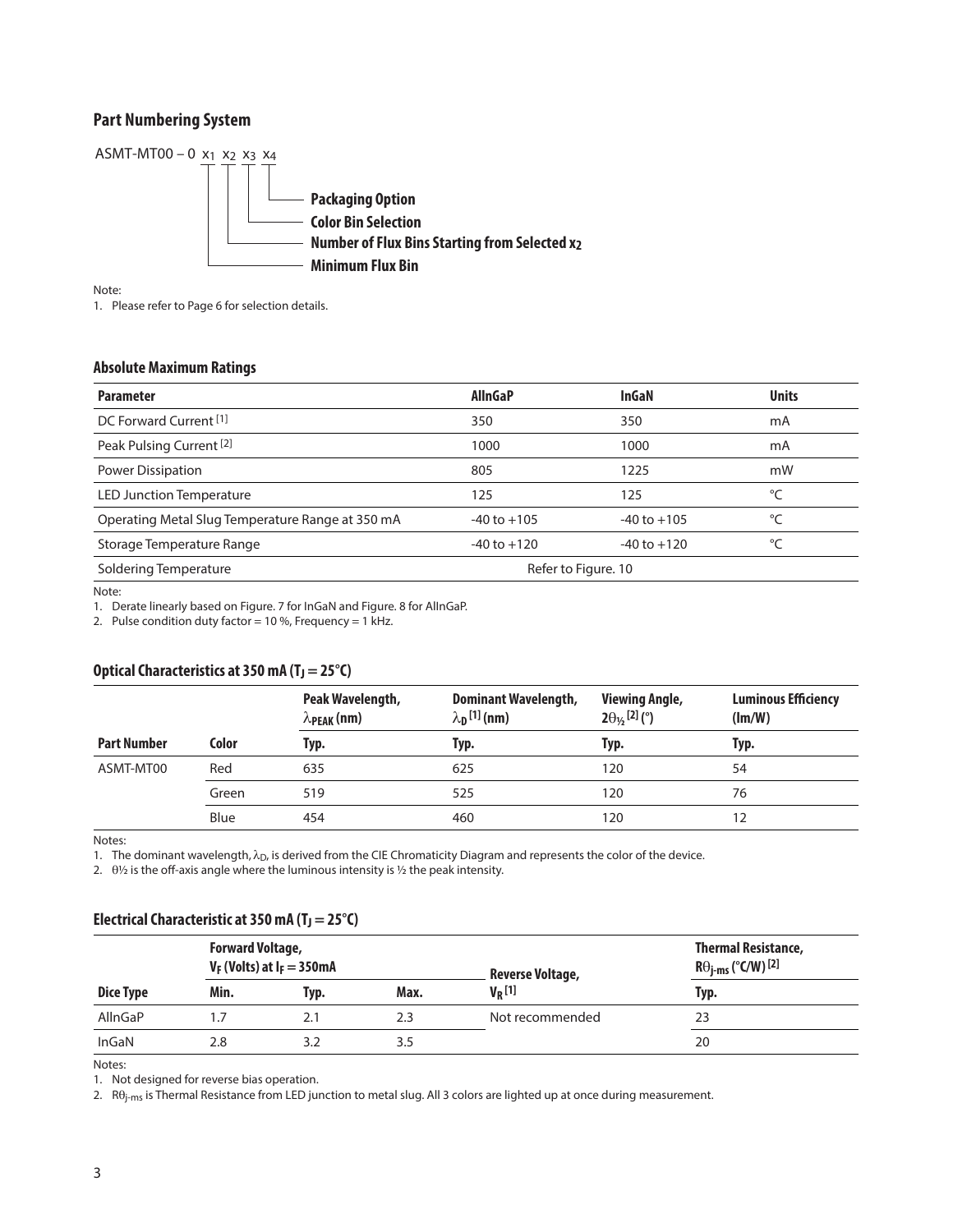## Part Numbering System

ASMT-MT00 – 0 $x_1$ $x_2$ $x_3$ $x_4$

- $x_4$ — **Packaging Option**
- $x_3$ — **Color Bin Selection**
- $x_2$ — **Number of Flux Bins Starting from Selected $x_2$**
- $x_1$ — **Minimum Flux Bin**

Note:

1. Please refer to Page 6 for selection details.

### Absolute Maximum Ratings

| Parameter | AlInGaP | InGaN | Units |
|---|---|---|---|
| DC Forward Current [1] | 350 | 350 | mA |
| Peak Pulsing Current [2] | 1000 | 1000 | mA |
| Power Dissipation | 805 | 1225 | mW |
| LED Junction Temperature | 125 | 125 | °C |
| Operating Metal Slug Temperature Range at 350 mA | -40 to +105 | -40 to +105 | °C |
| Storage Temperature Range | -40 to +120 | -40 to +120 | °C |
| Soldering Temperature | Refer to Figure. 10 | | |

Note:

1. Derate linearly based on Figure. 7 for InGaN and Figure. 8 for AlInGaP.
2. Pulse condition duty factor = 10 %, Frequency = 1 kHz.

### Optical Characteristics at 350 mA ($T_J = 25°C$)

| | | Peak Wavelength, $\lambda_{PEAK}$ (nm) | Dominant Wavelength, $\lambda_D$ [1] (nm) | Viewing Angle, $2\theta_{½}$ [2] (°) | Luminous Efficiency (lm/W) |
|---|---|---|---|---|---|
| **Part Number** | **Color** | **Typ.** | **Typ.** | **Typ.** | **Typ.** |
| ASMT-MT00 | Red | 635 | 625 | 120 | 54 |
| | Green | 519 | 525 | 120 | 76 |
| | Blue | 454 | 460 | 120 | 12 |

Notes:

1. The dominant wavelength, $\lambda_D$, is derived from the CIE Chromaticity Diagram and represents the color of the device.
2. $\theta_{½}$ is the off-axis angle where the luminous intensity is ½ the peak intensity.

### Electrical Characteristic at 350 mA ($T_J = 25°C$)

| | Forward Voltage, $V_F$ (Volts) at $I_F$ = 350mA | | | Reverse Voltage, | Thermal Resistance, $R\theta_{j\text{-}ms}$ (°C/W) [2] |
|---|---|---|---|---|---|
| **Dice Type** | **Min.** | **Typ.** | **Max.** | **$V_R$ [1]** | **Typ.** |
| AlInGaP | 1.7 | 2.1 | 2.3 | Not recommended | 23 |
| InGaN | 2.8 | 3.2 | 3.5 | | 20 |

Notes:

1. Not designed for reverse bias operation.
2. $R\theta_{j\text{-}ms}$ is Thermal Resistance from LED junction to metal slug. All 3 colors are lighted up at once during measurement.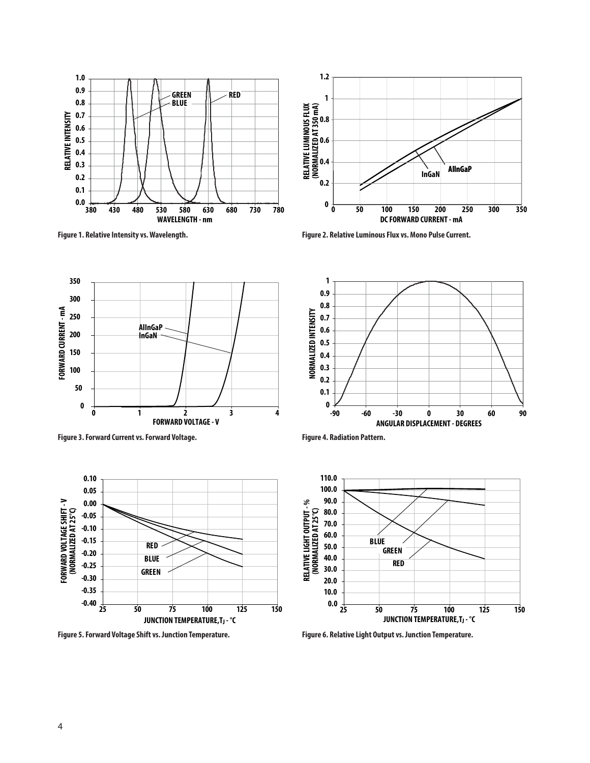Figure 1. Relative Intensity vs. Wavelength.

Figure 2. Relative Luminous Flux vs. Mono Pulse Current.

Figure 3. Forward Current vs. Forward Voltage.

Figure 4. Radiation Pattern.

Figure 5. Forward Voltage Shift vs. Junction Temperature.

Figure 6. Relative Light Output vs. Junction Temperature.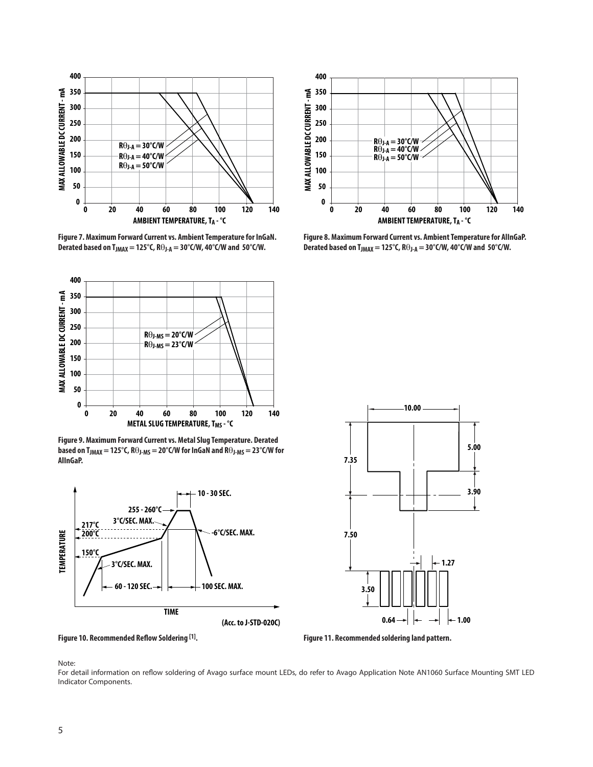Figure 7. Maximum Forward Current vs. Ambient Temperature for InGaN. Derated based on $T_{JMAX}$ = 125°C, $R\theta_{J-A}$ = 30°C/W, 40°C/W and 50°C/W.

Figure 8. Maximum Forward Current vs. Ambient Temperature for AlInGaP. Derated based on $T_{JMAX}$ = 125°C, $R\theta_{J-A}$ = 30°C/W, 40°C/W and 50°C/W.

Figure 9. Maximum Forward Current vs. Metal Slug Temperature. Derated based on $T_{JMAX}$ = 125°C, $R\theta_{J-MS}$ = 20°C/W for InGaN and $R\theta_{J-MS}$ = 23°C/W for AlInGaP.

Figure 10. Recommended Reflow Soldering [1].

Figure 11. Recommended soldering land pattern.

Note:

For detail information on reflow soldering of Avago surface mount LEDs, do refer to Avago Application Note AN1060 Surface Mounting SMT LED Indicator Components.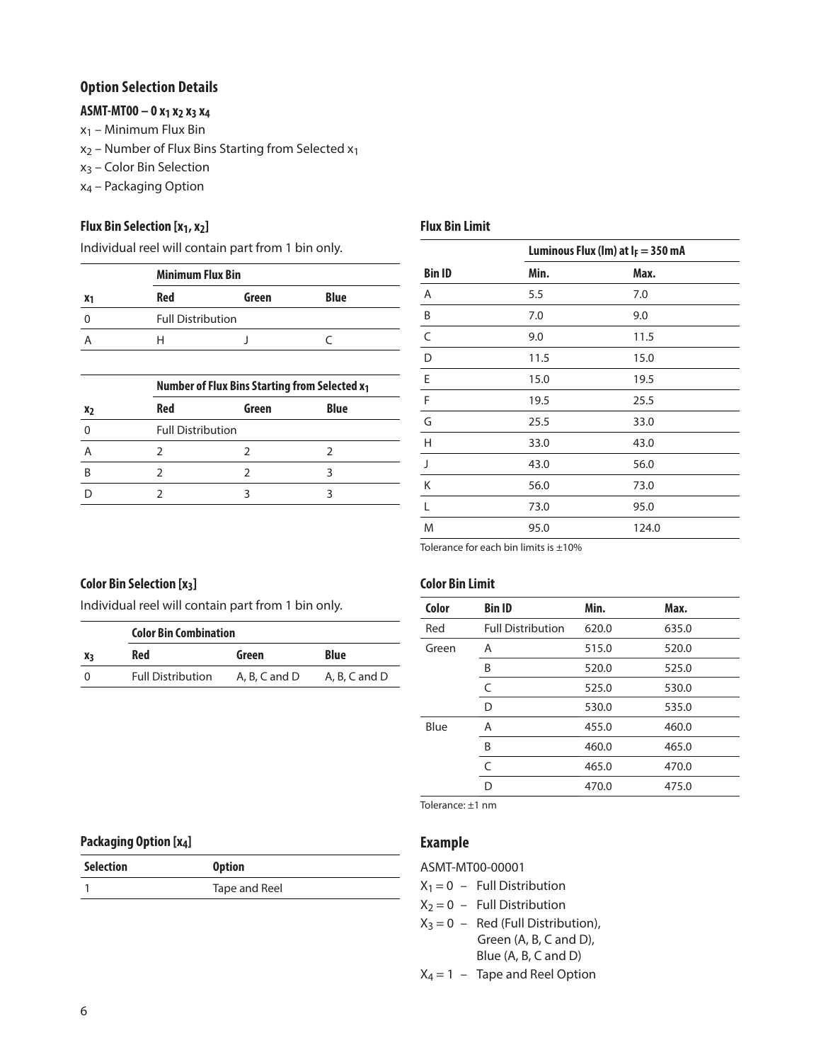## Option Selection Details

### ASMT-MT00 – 0 $x_1$ $x_2$ $x_3$ $x_4$

$x_1$ – Minimum Flux Bin

$x_2$ – Number of Flux Bins Starting from Selected $x_1$

$x_3$ – Color Bin Selection

$x_4$ – Packaging Option

### Flux Bin Selection [$x_1$, $x_2$]

Individual reel will contain part from 1 bin only.

| | Minimum Flux Bin | | |
|---|---|---|---|
| $x_1$ | Red | Green | Blue |
| 0 | Full Distribution | | |
| A | H | J | C |

| | Number of Flux Bins Starting from Selected $x_1$ | | |
|---|---|---|---|
| $x_2$ | Red | Green | Blue |
| 0 | Full Distribution | | |
| A | 2 | 2 | 2 |
| B | 2 | 2 | 3 |
| D | 2 | 3 | 3 |

### Flux Bin Limit

| | Luminous Flux (lm) at $I_F = 350$ mA | |
|---|---|---|
| Bin ID | Min. | Max. |
| A | 5.5 | 7.0 |
| B | 7.0 | 9.0 |
| C | 9.0 | 11.5 |
| D | 11.5 | 15.0 |
| E | 15.0 | 19.5 |
| F | 19.5 | 25.5 |
| G | 25.5 | 33.0 |
| H | 33.0 | 43.0 |
| J | 43.0 | 56.0 |
| K | 56.0 | 73.0 |
| L | 73.0 | 95.0 |
| M | 95.0 | 124.0 |

Tolerance for each bin limits is ±10%

### Color Bin Selection [$x_3$]

Individual reel will contain part from 1 bin only.

| | Color Bin Combination | | |
|---|---|---|---|
| $x_3$ | Red | Green | Blue |
| 0 | Full Distribution | A, B, C and D | A, B, C and D |

### Color Bin Limit

| Color | Bin ID | Min. | Max. |
|---|---|---|---|
| Red | Full Distribution | 620.0 | 635.0 |
| Green | A | 515.0 | 520.0 |
| | B | 520.0 | 525.0 |
| | C | 525.0 | 530.0 |
| | D | 530.0 | 535.0 |
| Blue | A | 455.0 | 460.0 |
| | B | 460.0 | 465.0 |
| | C | 465.0 | 470.0 |
| | D | 470.0 | 475.0 |

Tolerance: ±1 nm

### Packaging Option [$x_4$]

| Selection | Option |
|---|---|
| 1 | Tape and Reel |

## Example

ASMT-MT00-00001

$X_1 = 0$ – Full Distribution

$X_2 = 0$ – Full Distribution

$X_3 = 0$ – Red (Full Distribution), Green (A, B, C and D), Blue (A, B, C and D)

$X_4 = 1$ – Tape and Reel Option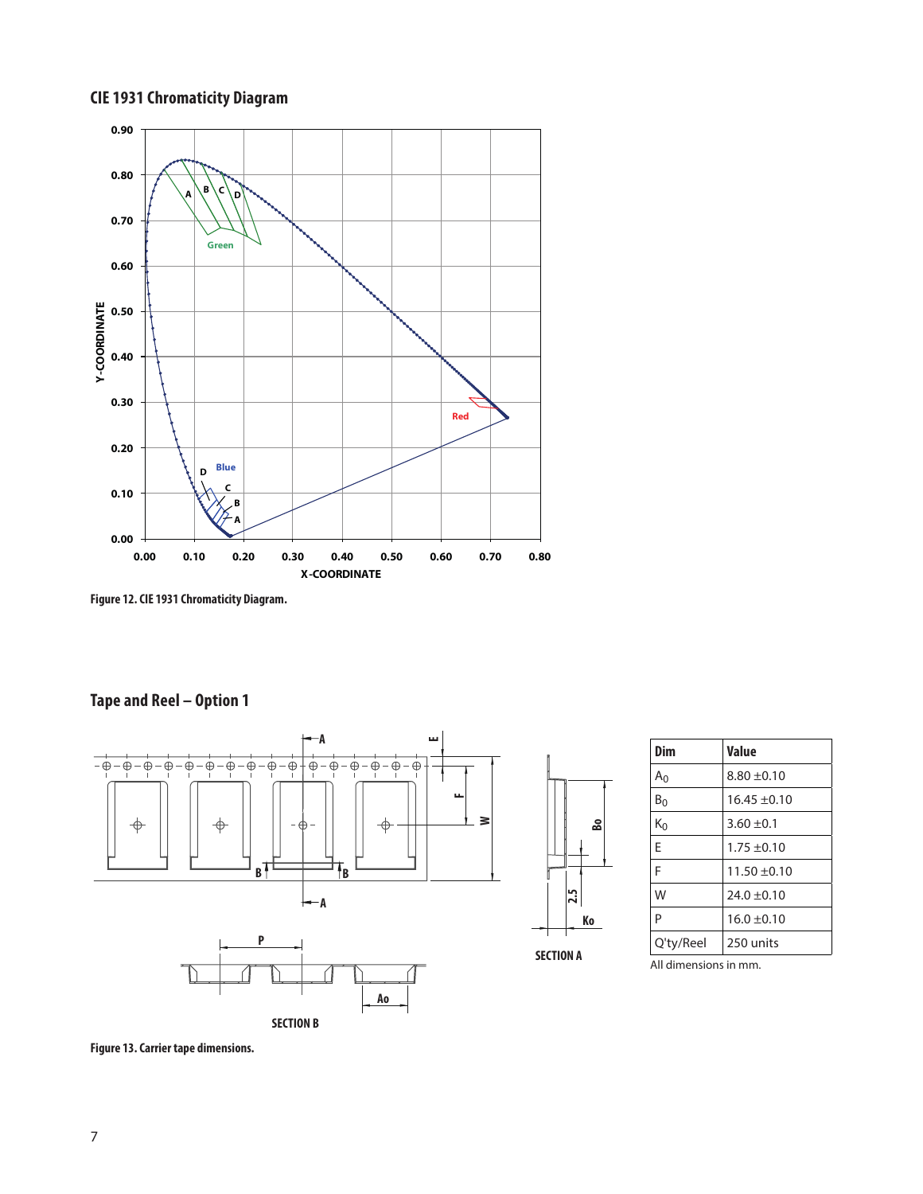## CIE 1931 Chromaticity Diagram

Figure 12. CIE 1931 Chromaticity Diagram.

## Tape and Reel – Option 1

| Dim | Value |
|---|---|
| $A_0$ | 8.80 ±0.10 |
| $B_0$ | 16.45 ±0.10 |
| $K_0$ | 3.60 ±0.1 |
| E | 1.75 ±0.10 |
| F | 11.50 ±0.10 |
| W | 24.0 ±0.10 |
| P | 16.0 ±0.10 |
| Q'ty/Reel | 250 units |

All dimensions in mm.

Figure 13. Carrier tape dimensions.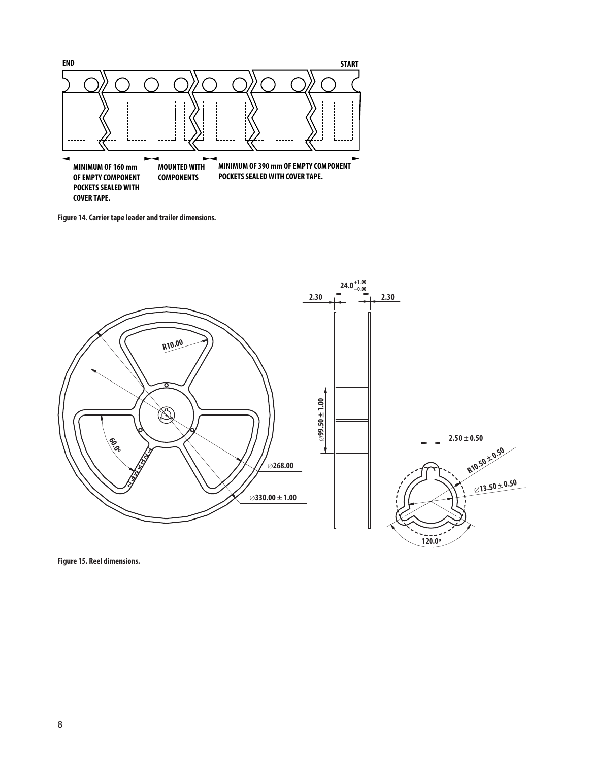END

START

MINIMUM OF 160 mm OF EMPTY COMPONENT POCKETS SEALED WITH COVER TAPE.

MOUNTED WITH COMPONENTS

MINIMUM OF 390 mm OF EMPTY COMPONENT POCKETS SEALED WITH COVER TAPE.

**Figure 14. Carrier tape leader and trailer dimensions.**

$24.0^{+1.00}_{-0.00}$

2.30

2.30

R10.00

60.0°

∅268.00

∅330.00 ± 1.00

∅99.50 ± 1.00

2.50 ± 0.50

R10.50 ± 0.50

∅13.50 ± 0.50

120.0°

**Figure 15. Reel dimensions.**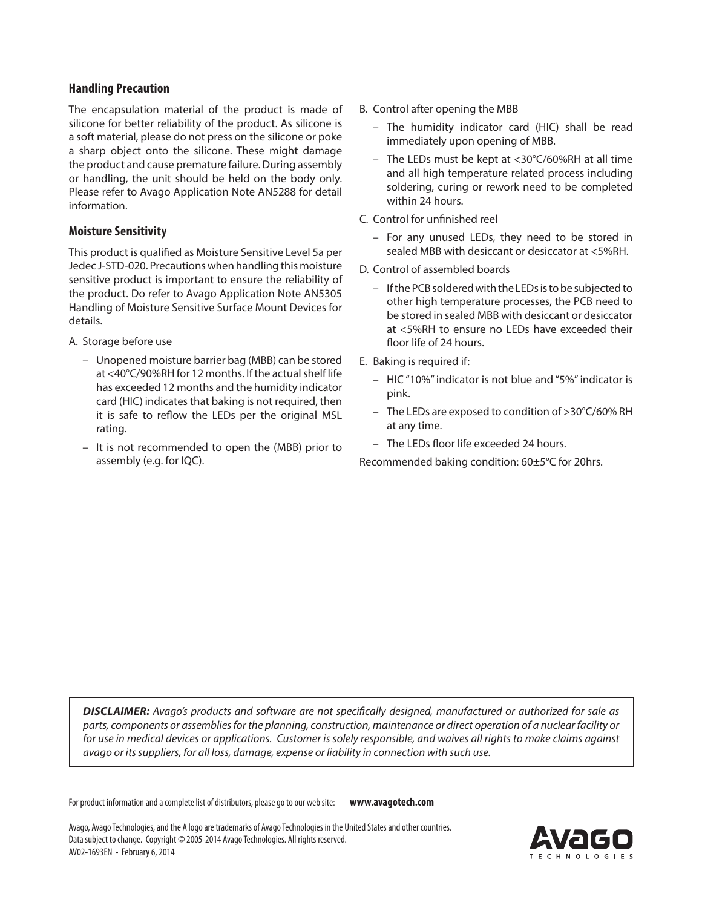## Handling Precaution

The encapsulation material of the product is made of silicone for better reliability of the product. As silicone is a soft material, please do not press on the silicone or poke a sharp object onto the silicone. These might damage the product and cause premature failure. During assembly or handling, the unit should be held on the body only. Please refer to Avago Application Note AN5288 for detail information.

## Moisture Sensitivity

This product is qualified as Moisture Sensitive Level 5a per Jedec J-STD-020. Precautions when handling this moisture sensitive product is important to ensure the reliability of the product. Do refer to Avago Application Note AN5305 Handling of Moisture Sensitive Surface Mount Devices for details.

A. Storage before use

- Unopened moisture barrier bag (MBB) can be stored at <40°C/90%RH for 12 months. If the actual shelf life has exceeded 12 months and the humidity indicator card (HIC) indicates that baking is not required, then it is safe to reflow the LEDs per the original MSL rating.
- It is not recommended to open the (MBB) prior to assembly (e.g. for IQC).

B. Control after opening the MBB

- The humidity indicator card (HIC) shall be read immediately upon opening of MBB.
- The LEDs must be kept at <30°C/60%RH at all time and all high temperature related process including soldering, curing or rework need to be completed within 24 hours.

C. Control for unfinished reel

- For any unused LEDs, they need to be stored in sealed MBB with desiccant or desiccator at <5%RH.

D. Control of assembled boards

- If the PCB soldered with the LEDs is to be subjected to other high temperature processes, the PCB need to be stored in sealed MBB with desiccant or desiccator at <5%RH to ensure no LEDs have exceeded their floor life of 24 hours.

E. Baking is required if:

- HIC "10%" indicator is not blue and "5%" indicator is pink.
- The LEDs are exposed to condition of >30°C/60% RH at any time.
- The LEDs floor life exceeded 24 hours.

Recommended baking condition: 60±5°C for 20hrs.

***DISCLAIMER:*** *Avago's products and software are not specifically designed, manufactured or authorized for sale as parts, components or assemblies for the planning, construction, maintenance or direct operation of a nuclear facility or for use in medical devices or applications. Customer is solely responsible, and waives all rights to make claims against avago or its suppliers, for all loss, damage, expense or liability in connection with such use.*

For product information and a complete list of distributors, please go to our web site: **www.avagotech.com**

Avago, Avago Technologies, and the A logo are trademarks of Avago Technologies in the United States and other countries.
Data subject to change. Copyright © 2005-2014 Avago Technologies. All rights reserved.
AV02-1693EN - February 6, 2014